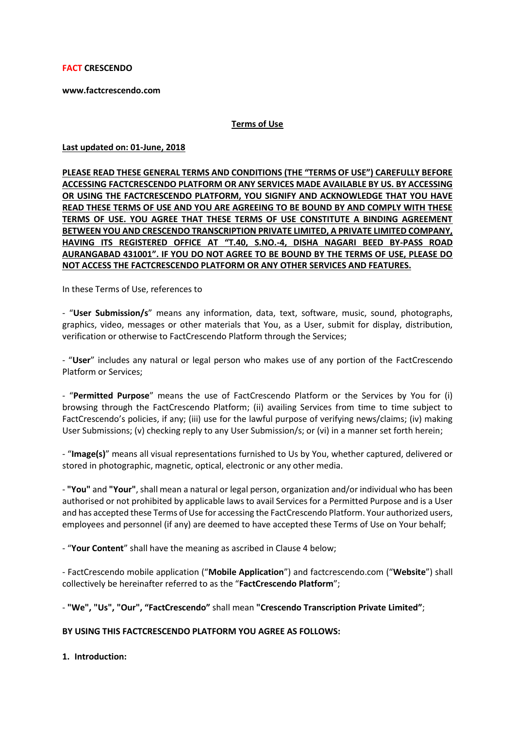**FACT CRESCENDO**

**www.factcrescendo.com**

## Terms of Use

**Last updated on: 01-June, 2018**

**PLEASE READ THESE GENERAL TERMS AND CONDITIONS (THE "TERMS OF USE") CAREFULLY BEFORE ACCESSING FACTCRESCENDO PLATFORM OR ANY SERVICES MADE AVAILABLE BY US. BY ACCESSING OR USING THE FACTCRESCENDO PLATFORM, YOU SIGNIFY AND ACKNOWLEDGE THAT YOU HAVE READ THESE TERMS OF USE AND YOU ARE AGREEING TO BE BOUND BY AND COMPLY WITH THESE TERMS OF USE. YOU AGREE THAT THESE TERMS OF USE CONSTITUTE A BINDING AGREEMENT BETWEEN YOU AND CRESCENDO TRANSCRIPTION PRIVATE LIMITED, A PRIVATE LIMITED COMPANY, HAVING ITS REGISTERED OFFICE AT "T.40, S.NO.-4, DISHA NAGARI BEED BY-PASS ROAD AURANGABAD 431001". IF YOU DO NOT AGREE TO BE BOUND BY THE TERMS OF USE, PLEASE DO NOT ACCESS THE FACTCRESCENDO PLATFORM OR ANY OTHER SERVICES AND FEATURES.**

In these Terms of Use, references to

- "**User Submission/s**" means any information, data, text, software, music, sound, photographs, graphics, video, messages or other materials that You, as a User, submit for display, distribution, verification or otherwise to FactCrescendo Platform through the Services;

- "**User**" includes any natural or legal person who makes use of any portion of the FactCrescendo Platform or Services;

- "**Permitted Purpose**" means the use of FactCrescendo Platform or the Services by You for (i) browsing through the FactCrescendo Platform; (ii) availing Services from time to time subject to FactCrescendo's policies, if any; (iii) use for the lawful purpose of verifying news/claims; (iv) making User Submissions; (v) checking reply to any User Submission/s; or (vi) in a manner set forth herein;

- "**Image(s)**" means all visual representations furnished to Us by You, whether captured, delivered or stored in photographic, magnetic, optical, electronic or any other media.

- **"You"** and **"Your"**, shall mean a natural or legal person, organization and/or individual who has been authorised or not prohibited by applicable laws to avail Services for a Permitted Purpose and is a User and has accepted these Terms of Use for accessing the FactCrescendo Platform. Your authorized users, employees and personnel (if any) are deemed to have accepted these Terms of Use on Your behalf;

- "**Your Content**" shall have the meaning as ascribed in Clause 4 below;

- FactCrescendo mobile application ("**Mobile Application**") and factcrescendo.com ("**Website**") shall collectively be hereinafter referred to as the "**FactCrescendo Platform**";

- **"We", "Us", "Our", "FactCrescendo"** shall mean **"Crescendo Transcription Private Limited"**;

**BY USING THIS FACTCRESCENDO PLATFORM YOU AGREE AS FOLLOWS:**

**1. Introduction:**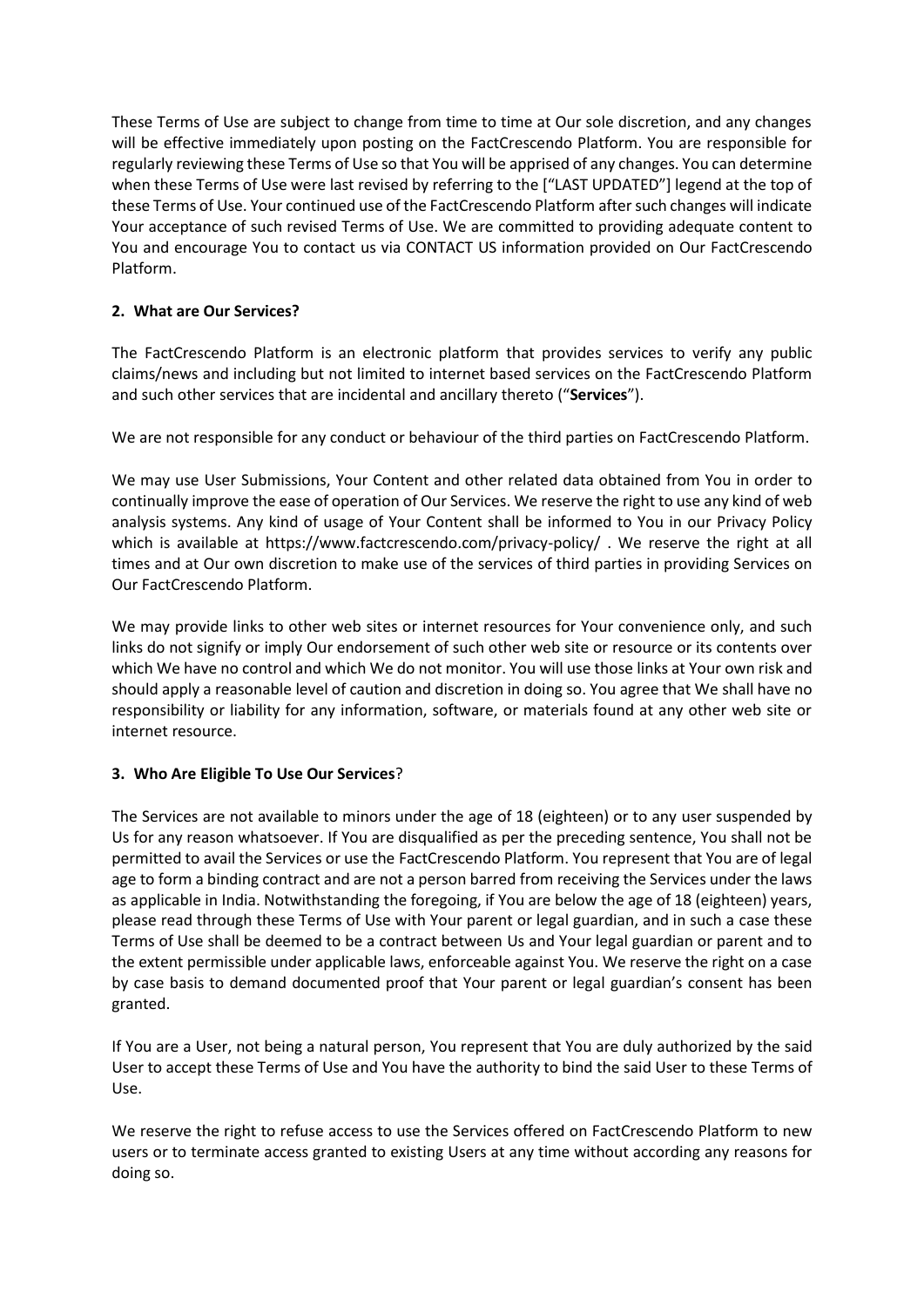These Terms of Use are subject to change from time to time at Our sole discretion, and any changes will be effective immediately upon posting on the FactCrescendo Platform. You are responsible for regularly reviewing these Terms of Use so that You will be apprised of any changes. You can determine when these Terms of Use were last revised by referring to the ["LAST UPDATED"] legend at the top of these Terms of Use. Your continued use of the FactCrescendo Platform after such changes will indicate Your acceptance of such revised Terms of Use. We are committed to providing adequate content to You and encourage You to contact us via CONTACT US information provided on Our FactCrescendo Platform.

## 2. What are Our Services?

The FactCrescendo Platform is an electronic platform that provides services to verify any public claims/news and including but not limited to internet based services on the FactCrescendo Platform and such other services that are incidental and ancillary thereto ("**Services**").

We are not responsible for any conduct or behaviour of the third parties on FactCrescendo Platform.

We may use User Submissions, Your Content and other related data obtained from You in order to continually improve the ease of operation of Our Services. We reserve the right to use any kind of web analysis systems. Any kind of usage of Your Content shall be informed to You in our Privacy Policy which is available at https://www.factcrescendo.com/privacy-policy/ . We reserve the right at all times and at Our own discretion to make use of the services of third parties in providing Services on Our FactCrescendo Platform.

We may provide links to other web sites or internet resources for Your convenience only, and such links do not signify or imply Our endorsement of such other web site or resource or its contents over which We have no control and which We do not monitor. You will use those links at Your own risk and should apply a reasonable level of caution and discretion in doing so. You agree that We shall have no responsibility or liability for any information, software, or materials found at any other web site or internet resource.

## 3. Who Are Eligible To Use Our Services?

The Services are not available to minors under the age of 18 (eighteen) or to any user suspended by Us for any reason whatsoever. If You are disqualified as per the preceding sentence, You shall not be permitted to avail the Services or use the FactCrescendo Platform. You represent that You are of legal age to form a binding contract and are not a person barred from receiving the Services under the laws as applicable in India. Notwithstanding the foregoing, if You are below the age of 18 (eighteen) years, please read through these Terms of Use with Your parent or legal guardian, and in such a case these Terms of Use shall be deemed to be a contract between Us and Your legal guardian or parent and to the extent permissible under applicable laws, enforceable against You. We reserve the right on a case by case basis to demand documented proof that Your parent or legal guardian's consent has been granted.

If You are a User, not being a natural person, You represent that You are duly authorized by the said User to accept these Terms of Use and You have the authority to bind the said User to these Terms of Use.

We reserve the right to refuse access to use the Services offered on FactCrescendo Platform to new users or to terminate access granted to existing Users at any time without according any reasons for doing so.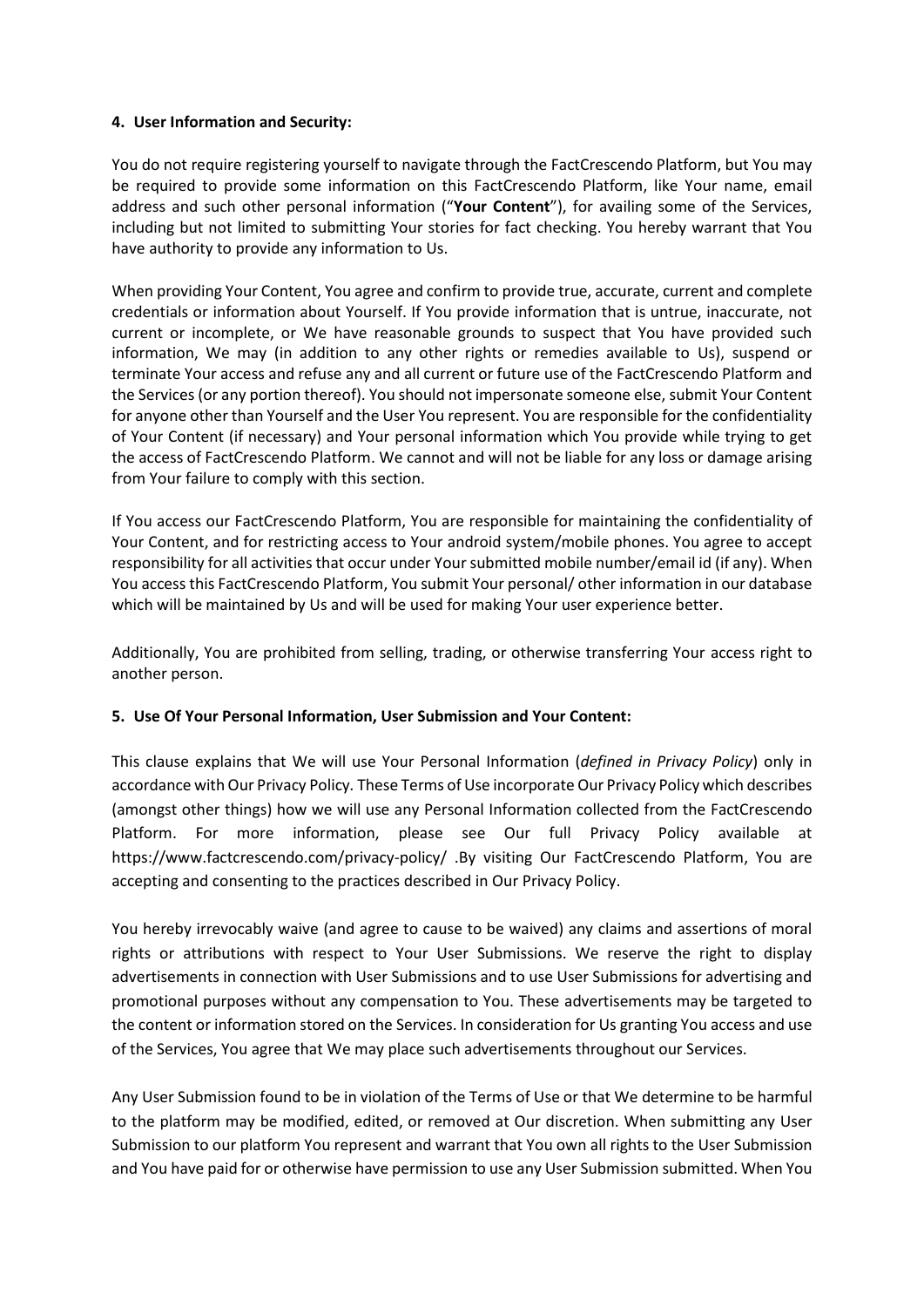**4. User Information and Security:**

You do not require registering yourself to navigate through the FactCrescendo Platform, but You may be required to provide some information on this FactCrescendo Platform, like Your name, email address and such other personal information ("**Your Content**"), for availing some of the Services, including but not limited to submitting Your stories for fact checking. You hereby warrant that You have authority to provide any information to Us.

When providing Your Content, You agree and confirm to provide true, accurate, current and complete credentials or information about Yourself. If You provide information that is untrue, inaccurate, not current or incomplete, or We have reasonable grounds to suspect that You have provided such information, We may (in addition to any other rights or remedies available to Us), suspend or terminate Your access and refuse any and all current or future use of the FactCrescendo Platform and the Services (or any portion thereof). You should not impersonate someone else, submit Your Content for anyone other than Yourself and the User You represent. You are responsible for the confidentiality of Your Content (if necessary) and Your personal information which You provide while trying to get the access of FactCrescendo Platform. We cannot and will not be liable for any loss or damage arising from Your failure to comply with this section.

If You access our FactCrescendo Platform, You are responsible for maintaining the confidentiality of Your Content, and for restricting access to Your android system/mobile phones. You agree to accept responsibility for all activities that occur under Your submitted mobile number/email id (if any). When You access this FactCrescendo Platform, You submit Your personal/ other information in our database which will be maintained by Us and will be used for making Your user experience better.

Additionally, You are prohibited from selling, trading, or otherwise transferring Your access right to another person.

**5. Use Of Your Personal Information, User Submission and Your Content:**

This clause explains that We will use Your Personal Information (*defined in Privacy Policy*) only in accordance with Our Privacy Policy. These Terms of Use incorporate Our Privacy Policy which describes (amongst other things) how we will use any Personal Information collected from the FactCrescendo Platform. For more information, please see Our full Privacy Policy available at https://www.factcrescendo.com/privacy-policy/ .By visiting Our FactCrescendo Platform, You are accepting and consenting to the practices described in Our Privacy Policy.

You hereby irrevocably waive (and agree to cause to be waived) any claims and assertions of moral rights or attributions with respect to Your User Submissions. We reserve the right to display advertisements in connection with User Submissions and to use User Submissions for advertising and promotional purposes without any compensation to You. These advertisements may be targeted to the content or information stored on the Services. In consideration for Us granting You access and use of the Services, You agree that We may place such advertisements throughout our Services.

Any User Submission found to be in violation of the Terms of Use or that We determine to be harmful to the platform may be modified, edited, or removed at Our discretion. When submitting any User Submission to our platform You represent and warrant that You own all rights to the User Submission and You have paid for or otherwise have permission to use any User Submission submitted. When You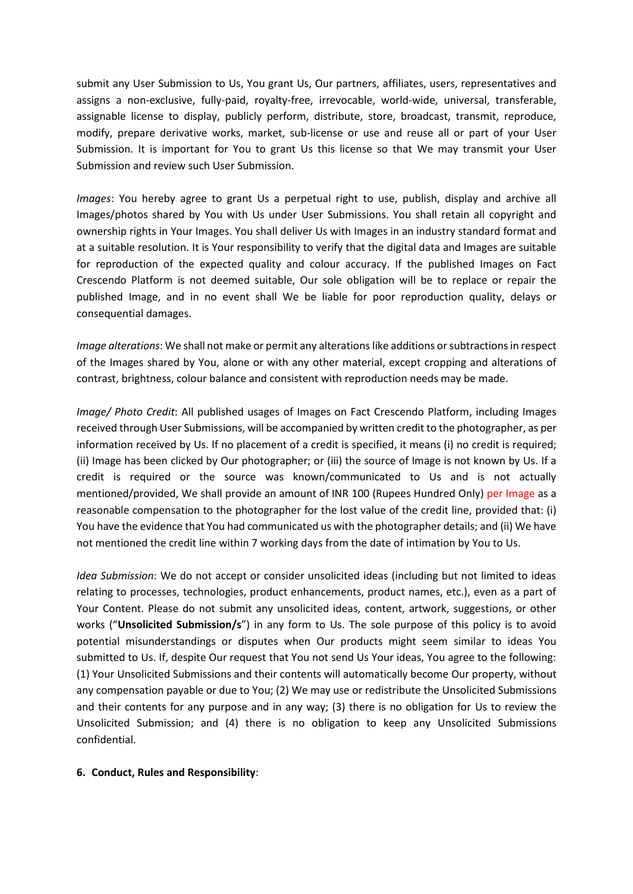submit any User Submission to Us, You grant Us, Our partners, affiliates, users, representatives and assigns a non-exclusive, fully-paid, royalty-free, irrevocable, world-wide, universal, transferable, assignable license to display, publicly perform, distribute, store, broadcast, transmit, reproduce, modify, prepare derivative works, market, sub-license or use and reuse all or part of your User Submission. It is important for You to grant Us this license so that We may transmit your User Submission and review such User Submission.

*Images*: You hereby agree to grant Us a perpetual right to use, publish, display and archive all Images/photos shared by You with Us under User Submissions. You shall retain all copyright and ownership rights in Your Images. You shall deliver Us with Images in an industry standard format and at a suitable resolution. It is Your responsibility to verify that the digital data and Images are suitable for reproduction of the expected quality and colour accuracy. If the published Images on Fact Crescendo Platform is not deemed suitable, Our sole obligation will be to replace or repair the published Image, and in no event shall We be liable for poor reproduction quality, delays or consequential damages.

*Image alterations*: We shall not make or permit any alterations like additions or subtractions in respect of the Images shared by You, alone or with any other material, except cropping and alterations of contrast, brightness, colour balance and consistent with reproduction needs may be made.

*Image/ Photo Credit*: All published usages of Images on Fact Crescendo Platform, including Images received through User Submissions, will be accompanied by written credit to the photographer, as per information received by Us. If no placement of a credit is specified, it means (i) no credit is required; (ii) Image has been clicked by Our photographer; or (iii) the source of Image is not known by Us. If a credit is required or the source was known/communicated to Us and is not actually mentioned/provided, We shall provide an amount of INR 100 (Rupees Hundred Only) per Image as a reasonable compensation to the photographer for the lost value of the credit line, provided that: (i) You have the evidence that You had communicated us with the photographer details; and (ii) We have not mentioned the credit line within 7 working days from the date of intimation by You to Us.

*Idea Submission*: We do not accept or consider unsolicited ideas (including but not limited to ideas relating to processes, technologies, product enhancements, product names, etc.), even as a part of Your Content. Please do not submit any unsolicited ideas, content, artwork, suggestions, or other works ("**Unsolicited Submission/s**") in any form to Us. The sole purpose of this policy is to avoid potential misunderstandings or disputes when Our products might seem similar to ideas You submitted to Us. If, despite Our request that You not send Us Your ideas, You agree to the following: (1) Your Unsolicited Submissions and their contents will automatically become Our property, without any compensation payable or due to You; (2) We may use or redistribute the Unsolicited Submissions and their contents for any purpose and in any way; (3) there is no obligation for Us to review the Unsolicited Submission; and (4) there is no obligation to keep any Unsolicited Submissions confidential.

**6. Conduct, Rules and Responsibility**: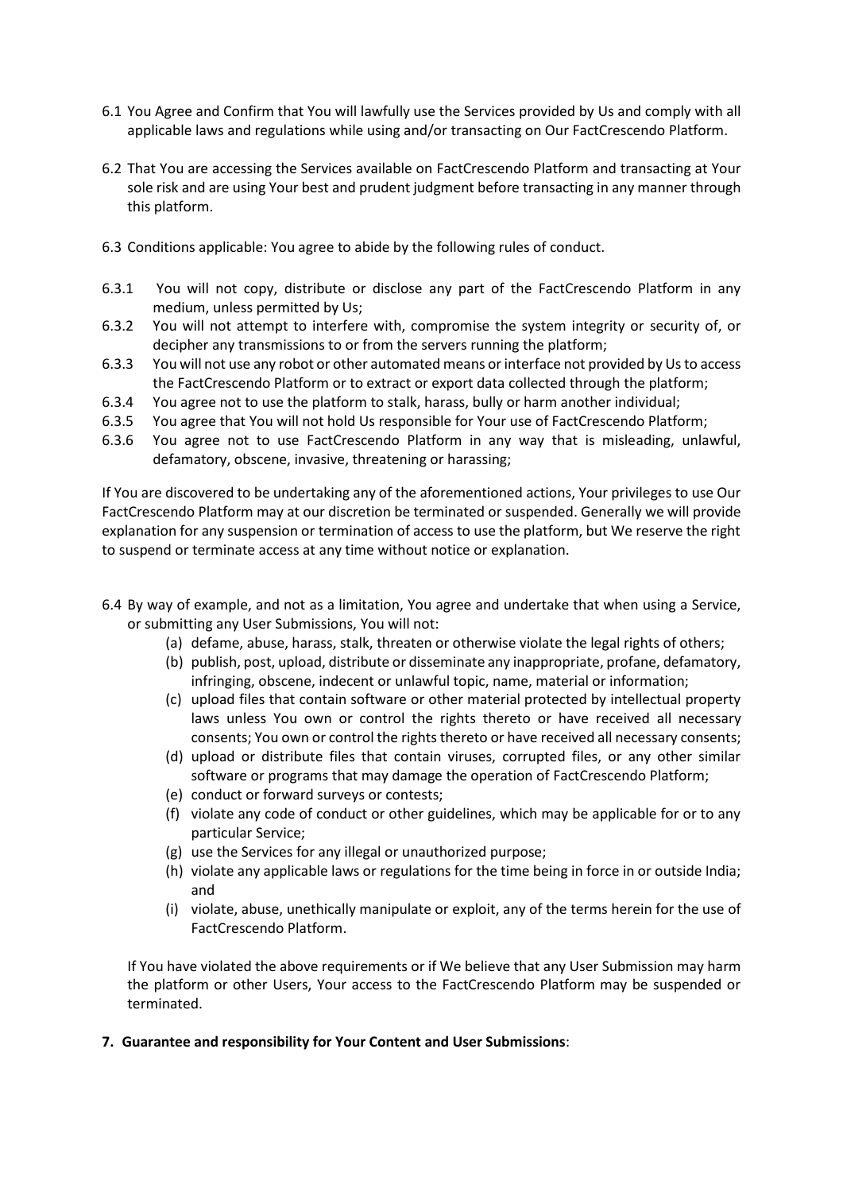6.1 You Agree and Confirm that You will lawfully use the Services provided by Us and comply with all applicable laws and regulations while using and/or transacting on Our FactCrescendo Platform.

6.2 That You are accessing the Services available on FactCrescendo Platform and transacting at Your sole risk and are using Your best and prudent judgment before transacting in any manner through this platform.

6.3 Conditions applicable: You agree to abide by the following rules of conduct.

6.3.1 You will not copy, distribute or disclose any part of the FactCrescendo Platform in any medium, unless permitted by Us;
6.3.2 You will not attempt to interfere with, compromise the system integrity or security of, or decipher any transmissions to or from the servers running the platform;
6.3.3 You will not use any robot or other automated means or interface not provided by Us to access the FactCrescendo Platform or to extract or export data collected through the platform;
6.3.4 You agree not to use the platform to stalk, harass, bully or harm another individual;
6.3.5 You agree that You will not hold Us responsible for Your use of FactCrescendo Platform;
6.3.6 You agree not to use FactCrescendo Platform in any way that is misleading, unlawful, defamatory, obscene, invasive, threatening or harassing;

If You are discovered to be undertaking any of the aforementioned actions, Your privileges to use Our FactCrescendo Platform may at our discretion be terminated or suspended. Generally we will provide explanation for any suspension or termination of access to use the platform, but We reserve the right to suspend or terminate access at any time without notice or explanation.

6.4 By way of example, and not as a limitation, You agree and undertake that when using a Service, or submitting any User Submissions, You will not:

(a) defame, abuse, harass, stalk, threaten or otherwise violate the legal rights of others;
(b) publish, post, upload, distribute or disseminate any inappropriate, profane, defamatory, infringing, obscene, indecent or unlawful topic, name, material or information;
(c) upload files that contain software or other material protected by intellectual property laws unless You own or control the rights thereto or have received all necessary consents; You own or control the rights thereto or have received all necessary consents;
(d) upload or distribute files that contain viruses, corrupted files, or any other similar software or programs that may damage the operation of FactCrescendo Platform;
(e) conduct or forward surveys or contests;
(f) violate any code of conduct or other guidelines, which may be applicable for or to any particular Service;
(g) use the Services for any illegal or unauthorized purpose;
(h) violate any applicable laws or regulations for the time being in force in or outside India; and
(i) violate, abuse, unethically manipulate or exploit, any of the terms herein for the use of FactCrescendo Platform.

If You have violated the above requirements or if We believe that any User Submission may harm the platform or other Users, Your access to the FactCrescendo Platform may be suspended or terminated.

**7. Guarantee and responsibility for Your Content and User Submissions**: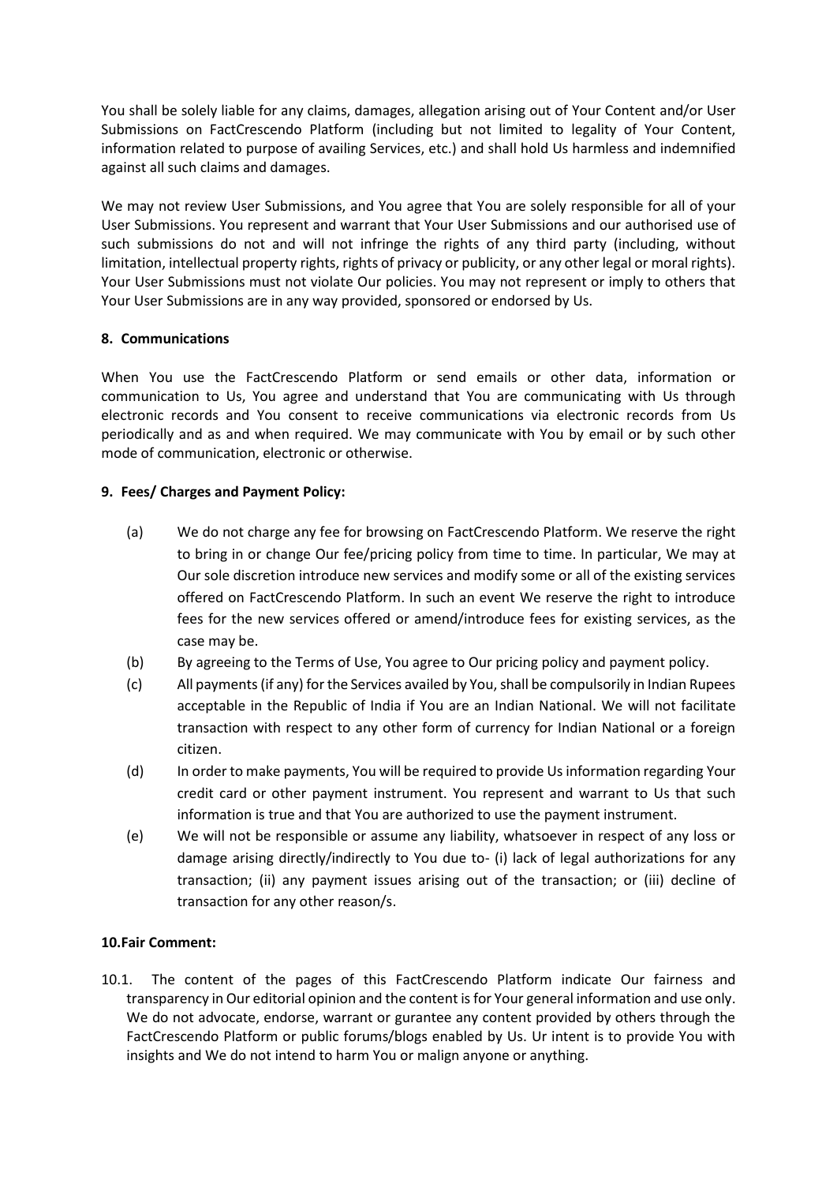You shall be solely liable for any claims, damages, allegation arising out of Your Content and/or User Submissions on FactCrescendo Platform (including but not limited to legality of Your Content, information related to purpose of availing Services, etc.) and shall hold Us harmless and indemnified against all such claims and damages.

We may not review User Submissions, and You agree that You are solely responsible for all of your User Submissions. You represent and warrant that Your User Submissions and our authorised use of such submissions do not and will not infringe the rights of any third party (including, without limitation, intellectual property rights, rights of privacy or publicity, or any other legal or moral rights). Your User Submissions must not violate Our policies. You may not represent or imply to others that Your User Submissions are in any way provided, sponsored or endorsed by Us.

## 8. Communications

When You use the FactCrescendo Platform or send emails or other data, information or communication to Us, You agree and understand that You are communicating with Us through electronic records and You consent to receive communications via electronic records from Us periodically and as and when required. We may communicate with You by email or by such other mode of communication, electronic or otherwise.

## 9. Fees/ Charges and Payment Policy:

(a) We do not charge any fee for browsing on FactCrescendo Platform. We reserve the right to bring in or change Our fee/pricing policy from time to time. In particular, We may at Our sole discretion introduce new services and modify some or all of the existing services offered on FactCrescendo Platform. In such an event We reserve the right to introduce fees for the new services offered or amend/introduce fees for existing services, as the case may be.

(b) By agreeing to the Terms of Use, You agree to Our pricing policy and payment policy.

(c) All payments (if any) for the Services availed by You, shall be compulsorily in Indian Rupees acceptable in the Republic of India if You are an Indian National. We will not facilitate transaction with respect to any other form of currency for Indian National or a foreign citizen.

(d) In order to make payments, You will be required to provide Us information regarding Your credit card or other payment instrument. You represent and warrant to Us that such information is true and that You are authorized to use the payment instrument.

(e) We will not be responsible or assume any liability, whatsoever in respect of any loss or damage arising directly/indirectly to You due to- (i) lack of legal authorizations for any transaction; (ii) any payment issues arising out of the transaction; or (iii) decline of transaction for any other reason/s.

## 10.Fair Comment:

10.1. The content of the pages of this FactCrescendo Platform indicate Our fairness and transparency in Our editorial opinion and the content is for Your general information and use only. We do not advocate, endorse, warrant or gurantee any content provided by others through the FactCrescendo Platform or public forums/blogs enabled by Us. Ur intent is to provide You with insights and We do not intend to harm You or malign anyone or anything.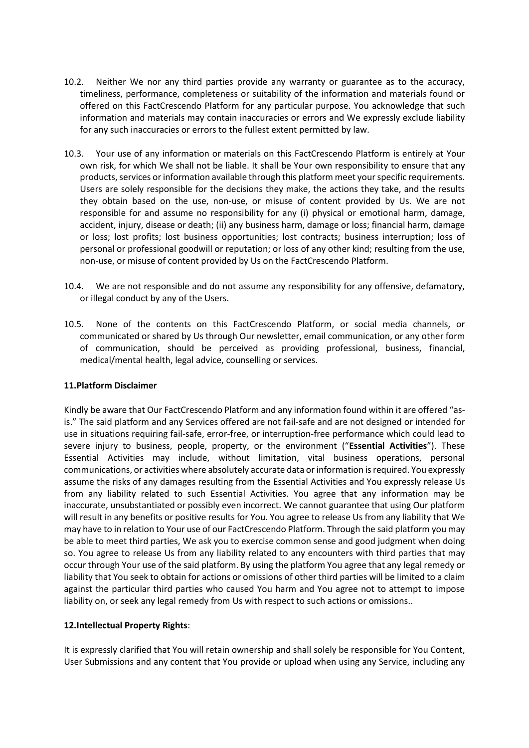10.2. Neither We nor any third parties provide any warranty or guarantee as to the accuracy, timeliness, performance, completeness or suitability of the information and materials found or offered on this FactCrescendo Platform for any particular purpose. You acknowledge that such information and materials may contain inaccuracies or errors and We expressly exclude liability for any such inaccuracies or errors to the fullest extent permitted by law.

10.3. Your use of any information or materials on this FactCrescendo Platform is entirely at Your own risk, for which We shall not be liable. It shall be Your own responsibility to ensure that any products, services or information available through this platform meet your specific requirements. Users are solely responsible for the decisions they make, the actions they take, and the results they obtain based on the use, non-use, or misuse of content provided by Us. We are not responsible for and assume no responsibility for any (i) physical or emotional harm, damage, accident, injury, disease or death; (ii) any business harm, damage or loss; financial harm, damage or loss; lost profits; lost business opportunities; lost contracts; business interruption; loss of personal or professional goodwill or reputation; or loss of any other kind; resulting from the use, non-use, or misuse of content provided by Us on the FactCrescendo Platform.

10.4. We are not responsible and do not assume any responsibility for any offensive, defamatory, or illegal conduct by any of the Users.

10.5. None of the contents on this FactCrescendo Platform, or social media channels, or communicated or shared by Us through Our newsletter, email communication, or any other form of communication, should be perceived as providing professional, business, financial, medical/mental health, legal advice, counselling or services.

**11.Platform Disclaimer**

Kindly be aware that Our FactCrescendo Platform and any information found within it are offered "as-is." The said platform and any Services offered are not fail-safe and are not designed or intended for use in situations requiring fail-safe, error-free, or interruption-free performance which could lead to severe injury to business, people, property, or the environment ("**Essential Activities**"). These Essential Activities may include, without limitation, vital business operations, personal communications, or activities where absolutely accurate data or information is required. You expressly assume the risks of any damages resulting from the Essential Activities and You expressly release Us from any liability related to such Essential Activities. You agree that any information may be inaccurate, unsubstantiated or possibly even incorrect. We cannot guarantee that using Our platform will result in any benefits or positive results for You. You agree to release Us from any liability that We may have to in relation to Your use of our FactCrescendo Platform. Through the said platform you may be able to meet third parties, We ask you to exercise common sense and good judgment when doing so. You agree to release Us from any liability related to any encounters with third parties that may occur through Your use of the said platform. By using the platform You agree that any legal remedy or liability that You seek to obtain for actions or omissions of other third parties will be limited to a claim against the particular third parties who caused You harm and You agree not to attempt to impose liability on, or seek any legal remedy from Us with respect to such actions or omissions..

**12.Intellectual Property Rights**:

It is expressly clarified that You will retain ownership and shall solely be responsible for You Content, User Submissions and any content that You provide or upload when using any Service, including any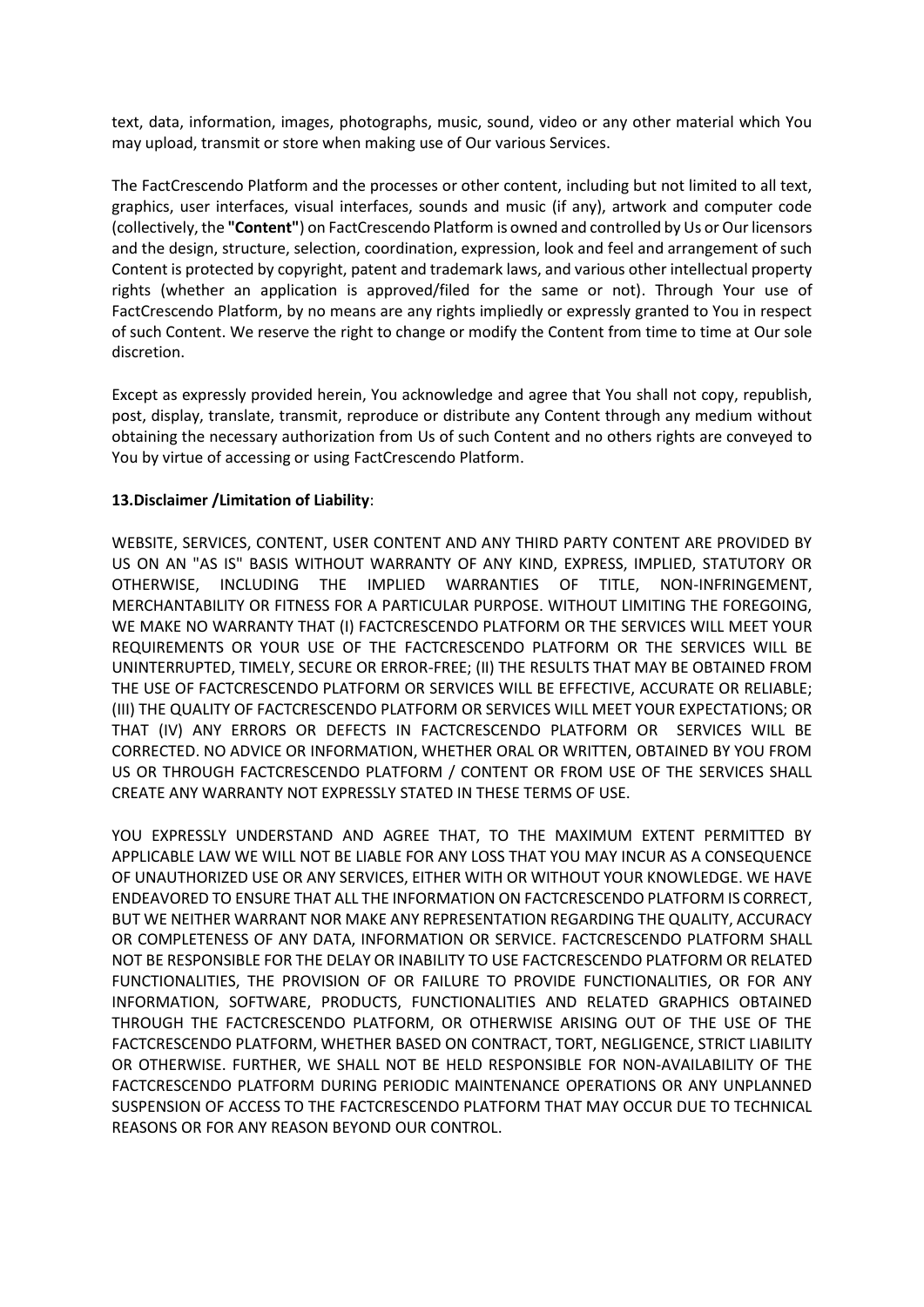text, data, information, images, photographs, music, sound, video or any other material which You may upload, transmit or store when making use of Our various Services.

The FactCrescendo Platform and the processes or other content, including but not limited to all text, graphics, user interfaces, visual interfaces, sounds and music (if any), artwork and computer code (collectively, the **"Content"**) on FactCrescendo Platform is owned and controlled by Us or Our licensors and the design, structure, selection, coordination, expression, look and feel and arrangement of such Content is protected by copyright, patent and trademark laws, and various other intellectual property rights (whether an application is approved/filed for the same or not). Through Your use of FactCrescendo Platform, by no means are any rights impliedly or expressly granted to You in respect of such Content. We reserve the right to change or modify the Content from time to time at Our sole discretion.

Except as expressly provided herein, You acknowledge and agree that You shall not copy, republish, post, display, translate, transmit, reproduce or distribute any Content through any medium without obtaining the necessary authorization from Us of such Content and no others rights are conveyed to You by virtue of accessing or using FactCrescendo Platform.

**13.Disclaimer /Limitation of Liability**:

WEBSITE, SERVICES, CONTENT, USER CONTENT AND ANY THIRD PARTY CONTENT ARE PROVIDED BY US ON AN "AS IS" BASIS WITHOUT WARRANTY OF ANY KIND, EXPRESS, IMPLIED, STATUTORY OR OTHERWISE, INCLUDING THE IMPLIED WARRANTIES OF TITLE, NON-INFRINGEMENT, MERCHANTABILITY OR FITNESS FOR A PARTICULAR PURPOSE. WITHOUT LIMITING THE FOREGOING, WE MAKE NO WARRANTY THAT (I) FACTCRESCENDO PLATFORM OR THE SERVICES WILL MEET YOUR REQUIREMENTS OR YOUR USE OF THE FACTCRESCENDO PLATFORM OR THE SERVICES WILL BE UNINTERRUPTED, TIMELY, SECURE OR ERROR-FREE; (II) THE RESULTS THAT MAY BE OBTAINED FROM THE USE OF FACTCRESCENDO PLATFORM OR SERVICES WILL BE EFFECTIVE, ACCURATE OR RELIABLE; (III) THE QUALITY OF FACTCRESCENDO PLATFORM OR SERVICES WILL MEET YOUR EXPECTATIONS; OR THAT (IV) ANY ERRORS OR DEFECTS IN FACTCRESCENDO PLATFORM OR SERVICES WILL BE CORRECTED. NO ADVICE OR INFORMATION, WHETHER ORAL OR WRITTEN, OBTAINED BY YOU FROM US OR THROUGH FACTCRESCENDO PLATFORM / CONTENT OR FROM USE OF THE SERVICES SHALL CREATE ANY WARRANTY NOT EXPRESSLY STATED IN THESE TERMS OF USE.

YOU EXPRESSLY UNDERSTAND AND AGREE THAT, TO THE MAXIMUM EXTENT PERMITTED BY APPLICABLE LAW WE WILL NOT BE LIABLE FOR ANY LOSS THAT YOU MAY INCUR AS A CONSEQUENCE OF UNAUTHORIZED USE OR ANY SERVICES, EITHER WITH OR WITHOUT YOUR KNOWLEDGE. WE HAVE ENDEAVORED TO ENSURE THAT ALL THE INFORMATION ON FACTCRESCENDO PLATFORM IS CORRECT, BUT WE NEITHER WARRANT NOR MAKE ANY REPRESENTATION REGARDING THE QUALITY, ACCURACY OR COMPLETENESS OF ANY DATA, INFORMATION OR SERVICE. FACTCRESCENDO PLATFORM SHALL NOT BE RESPONSIBLE FOR THE DELAY OR INABILITY TO USE FACTCRESCENDO PLATFORM OR RELATED FUNCTIONALITIES, THE PROVISION OF OR FAILURE TO PROVIDE FUNCTIONALITIES, OR FOR ANY INFORMATION, SOFTWARE, PRODUCTS, FUNCTIONALITIES AND RELATED GRAPHICS OBTAINED THROUGH THE FACTCRESCENDO PLATFORM, OR OTHERWISE ARISING OUT OF THE USE OF THE FACTCRESCENDO PLATFORM, WHETHER BASED ON CONTRACT, TORT, NEGLIGENCE, STRICT LIABILITY OR OTHERWISE. FURTHER, WE SHALL NOT BE HELD RESPONSIBLE FOR NON-AVAILABILITY OF THE FACTCRESCENDO PLATFORM DURING PERIODIC MAINTENANCE OPERATIONS OR ANY UNPLANNED SUSPENSION OF ACCESS TO THE FACTCRESCENDO PLATFORM THAT MAY OCCUR DUE TO TECHNICAL REASONS OR FOR ANY REASON BEYOND OUR CONTROL.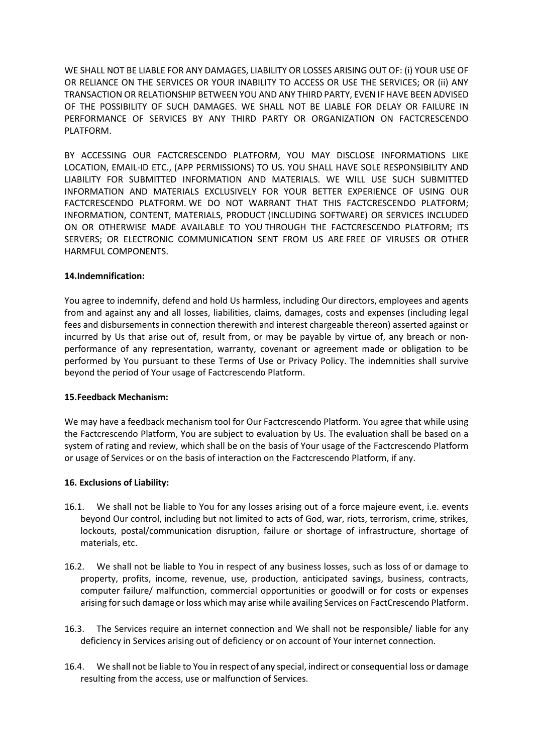WE SHALL NOT BE LIABLE FOR ANY DAMAGES, LIABILITY OR LOSSES ARISING OUT OF: (i) YOUR USE OF OR RELIANCE ON THE SERVICES OR YOUR INABILITY TO ACCESS OR USE THE SERVICES; OR (ii) ANY TRANSACTION OR RELATIONSHIP BETWEEN YOU AND ANY THIRD PARTY, EVEN IF HAVE BEEN ADVISED OF THE POSSIBILITY OF SUCH DAMAGES. WE SHALL NOT BE LIABLE FOR DELAY OR FAILURE IN PERFORMANCE OF SERVICES BY ANY THIRD PARTY OR ORGANIZATION ON FACTCRESCENDO PLATFORM.

BY ACCESSING OUR FACTCRESCENDO PLATFORM, YOU MAY DISCLOSE INFORMATIONS LIKE LOCATION, EMAIL-ID ETC., (APP PERMISSIONS) TO US. YOU SHALL HAVE SOLE RESPONSIBILITY AND LIABILITY FOR SUBMITTED INFORMATION AND MATERIALS. WE WILL USE SUCH SUBMITTED INFORMATION AND MATERIALS EXCLUSIVELY FOR YOUR BETTER EXPERIENCE OF USING OUR FACTCRESCENDO PLATFORM. WE DO NOT WARRANT THAT THIS FACTCRESCENDO PLATFORM; INFORMATION, CONTENT, MATERIALS, PRODUCT (INCLUDING SOFTWARE) OR SERVICES INCLUDED ON OR OTHERWISE MADE AVAILABLE TO YOU THROUGH THE FACTCRESCENDO PLATFORM; ITS SERVERS; OR ELECTRONIC COMMUNICATION SENT FROM US ARE FREE OF VIRUSES OR OTHER HARMFUL COMPONENTS.

**14.Indemnification:**

You agree to indemnify, defend and hold Us harmless, including Our directors, employees and agents from and against any and all losses, liabilities, claims, damages, costs and expenses (including legal fees and disbursements in connection therewith and interest chargeable thereon) asserted against or incurred by Us that arise out of, result from, or may be payable by virtue of, any breach or non-performance of any representation, warranty, covenant or agreement made or obligation to be performed by You pursuant to these Terms of Use or Privacy Policy. The indemnities shall survive beyond the period of Your usage of Factcrescendo Platform.

**15.Feedback Mechanism:**

We may have a feedback mechanism tool for Our Factcrescendo Platform. You agree that while using the Factcrescendo Platform, You are subject to evaluation by Us. The evaluation shall be based on a system of rating and review, which shall be on the basis of Your usage of the Factcrescendo Platform or usage of Services or on the basis of interaction on the Factcrescendo Platform, if any.

**16. Exclusions of Liability:**

16.1. We shall not be liable to You for any losses arising out of a force majeure event, i.e. events beyond Our control, including but not limited to acts of God, war, riots, terrorism, crime, strikes, lockouts, postal/communication disruption, failure or shortage of infrastructure, shortage of materials, etc.

16.2. We shall not be liable to You in respect of any business losses, such as loss of or damage to property, profits, income, revenue, use, production, anticipated savings, business, contracts, computer failure/ malfunction, commercial opportunities or goodwill or for costs or expenses arising for such damage or loss which may arise while availing Services on FactCrescendo Platform.

16.3. The Services require an internet connection and We shall not be responsible/ liable for any deficiency in Services arising out of deficiency or on account of Your internet connection.

16.4. We shall not be liable to You in respect of any special, indirect or consequential loss or damage resulting from the access, use or malfunction of Services.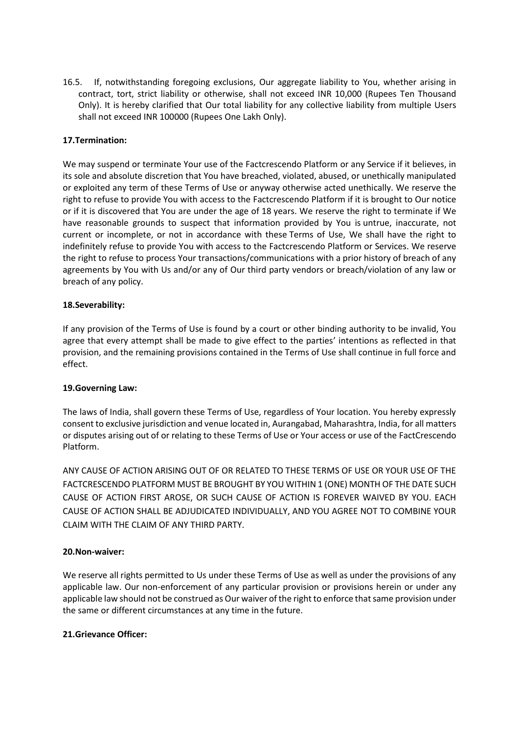16.5. If, notwithstanding foregoing exclusions, Our aggregate liability to You, whether arising in contract, tort, strict liability or otherwise, shall not exceed INR 10,000 (Rupees Ten Thousand Only). It is hereby clarified that Our total liability for any collective liability from multiple Users shall not exceed INR 100000 (Rupees One Lakh Only).

**17.Termination:**

We may suspend or terminate Your use of the Factcrescendo Platform or any Service if it believes, in its sole and absolute discretion that You have breached, violated, abused, or unethically manipulated or exploited any term of these Terms of Use or anyway otherwise acted unethically. We reserve the right to refuse to provide You with access to the Factcrescendo Platform if it is brought to Our notice or if it is discovered that You are under the age of 18 years. We reserve the right to terminate if We have reasonable grounds to suspect that information provided by You is untrue, inaccurate, not current or incomplete, or not in accordance with these Terms of Use, We shall have the right to indefinitely refuse to provide You with access to the Factcrescendo Platform or Services. We reserve the right to refuse to process Your transactions/communications with a prior history of breach of any agreements by You with Us and/or any of Our third party vendors or breach/violation of any law or breach of any policy.

**18.Severability:**

If any provision of the Terms of Use is found by a court or other binding authority to be invalid, You agree that every attempt shall be made to give effect to the parties' intentions as reflected in that provision, and the remaining provisions contained in the Terms of Use shall continue in full force and effect.

**19.Governing Law:**

The laws of India, shall govern these Terms of Use, regardless of Your location. You hereby expressly consent to exclusive jurisdiction and venue located in, Aurangabad, Maharashtra, India, for all matters or disputes arising out of or relating to these Terms of Use or Your access or use of the FactCrescendo Platform.

ANY CAUSE OF ACTION ARISING OUT OF OR RELATED TO THESE TERMS OF USE OR YOUR USE OF THE FACTCRESCENDO PLATFORM MUST BE BROUGHT BY YOU WITHIN 1 (ONE) MONTH OF THE DATE SUCH CAUSE OF ACTION FIRST AROSE, OR SUCH CAUSE OF ACTION IS FOREVER WAIVED BY YOU. EACH CAUSE OF ACTION SHALL BE ADJUDICATED INDIVIDUALLY, AND YOU AGREE NOT TO COMBINE YOUR CLAIM WITH THE CLAIM OF ANY THIRD PARTY.

**20.Non-waiver:**

We reserve all rights permitted to Us under these Terms of Use as well as under the provisions of any applicable law. Our non-enforcement of any particular provision or provisions herein or under any applicable law should not be construed as Our waiver of the right to enforce that same provision under the same or different circumstances at any time in the future.

**21.Grievance Officer:**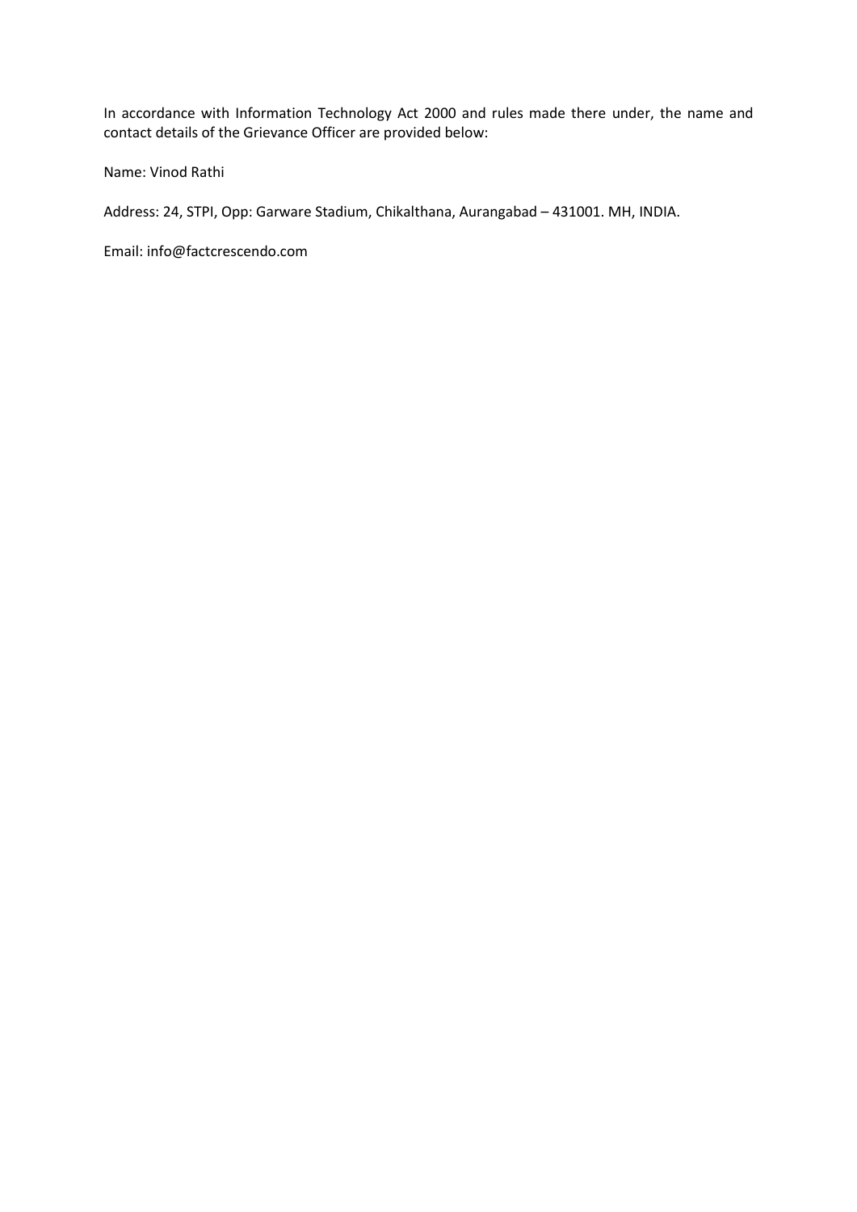In accordance with Information Technology Act 2000 and rules made there under, the name and contact details of the Grievance Officer are provided below:

Name: Vinod Rathi

Address: 24, STPI, Opp: Garware Stadium, Chikalthana, Aurangabad – 431001. MH, INDIA.

Email: info@factcrescendo.com